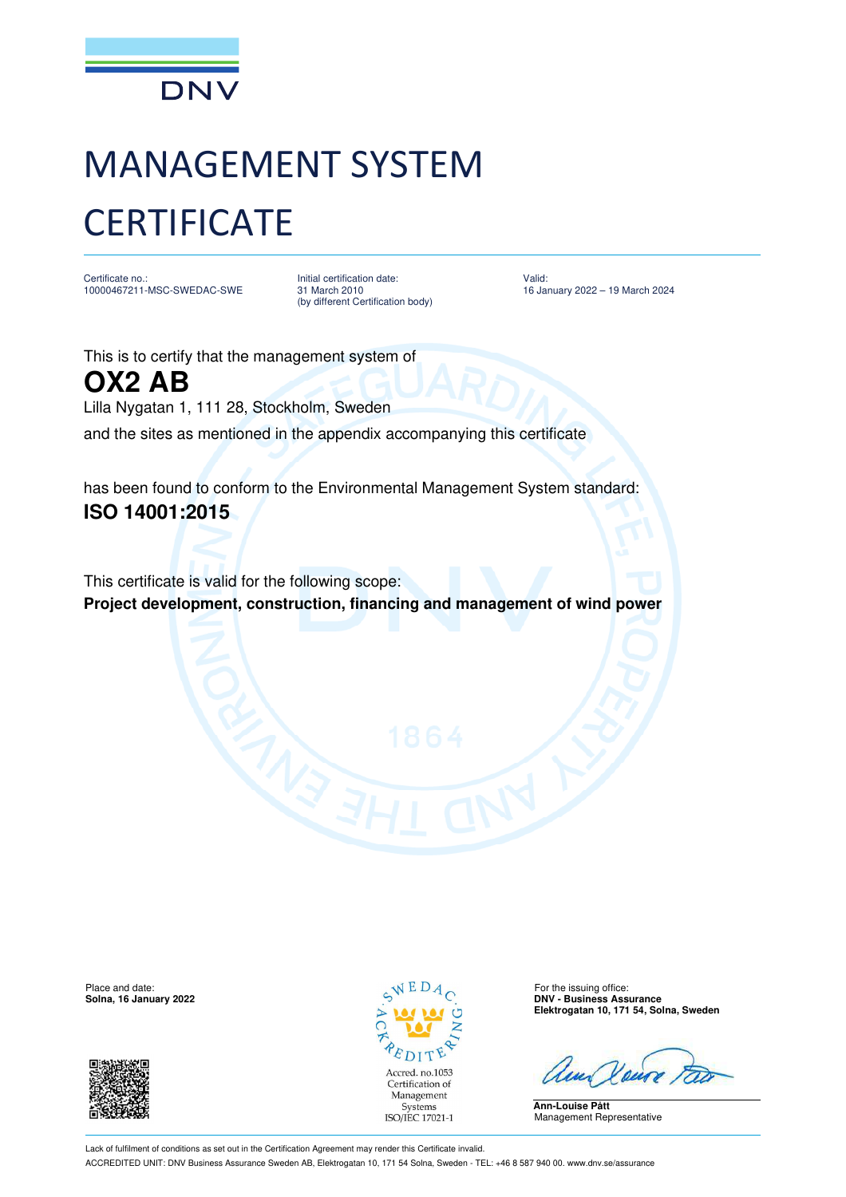DNV

# MANAGEMENT SYSTEM CERTIFICATE

Certificate no.:
10000467211-MSC-SWEDAC-SWE

Initial certification date:
31 March 2010
(by different Certification body)

Valid:
16 January 2022 – 19 March 2024

This is to certify that the management system of

## OX2 AB

Lilla Nygatan 1, 111 28, Stockholm, Sweden

and the sites as mentioned in the appendix accompanying this certificate

has been found to conform to the Environmental Management System standard:

**ISO 14001:2015**

This certificate is valid for the following scope:

**Project development, construction, financing and management of wind power**

Place and date:
**Solna, 16 January 2022**

SWEDAC ACKREDITERING
Accred. no.1053
Certification of Management Systems
ISO/IEC 17021-1

For the issuing office:
**DNV - Business Assurance**
**Elektrogatan 10, 171 54, Solna, Sweden**

**Ann-Louise Pått**
Management Representative

Lack of fulfilment of conditions as set out in the Certification Agreement may render this Certificate invalid.

ACCREDITED UNIT: DNV Business Assurance Sweden AB, Elektrogatan 10, 171 54 Solna, Sweden - TEL: +46 8 587 940 00. www.dnv.se/assurance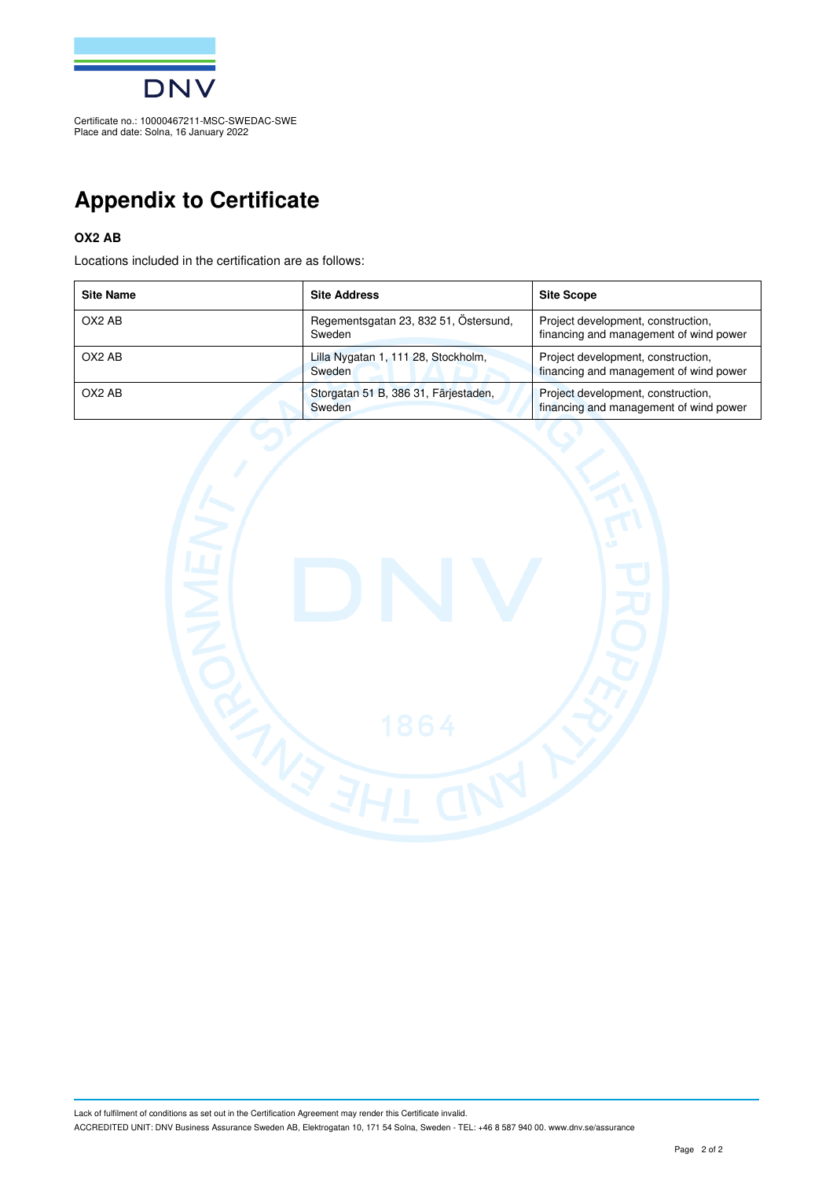Certificate no.: 10000467211-MSC-SWEDAC-SWE
Place and date: Solna, 16 January 2022

# Appendix to Certificate

**OX2 AB**

Locations included in the certification are as follows:

| Site Name | Site Address | Site Scope |
|---|---|---|
| OX2 AB | Regementsgatan 23, 832 51, Östersund, Sweden | Project development, construction, financing and management of wind power |
| OX2 AB | Lilla Nygatan 1, 111 28, Stockholm, Sweden | Project development, construction, financing and management of wind power |
| OX2 AB | Storgatan 51 B, 386 31, Färjestaden, Sweden | Project development, construction, financing and management of wind power |

Lack of fulfilment of conditions as set out in the Certification Agreement may render this Certificate invalid.

ACCREDITED UNIT: DNV Business Assurance Sweden AB, Elektrogatan 10, 171 54 Solna, Sweden - TEL: +46 8 587 940 00. www.dnv.se/assurance